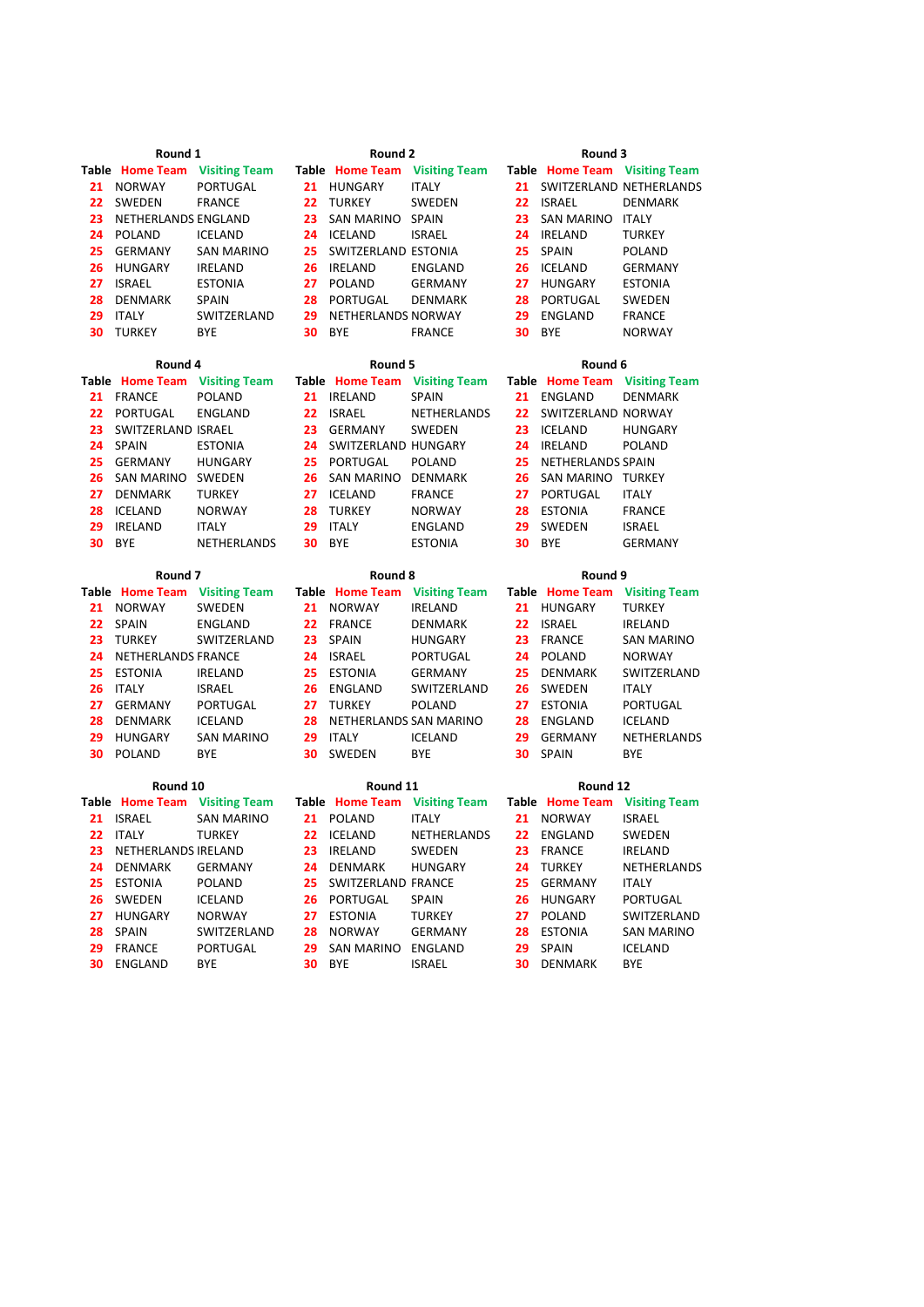### Round 1

| Table | Home Team | Visiting Team |
|---|---|---|
| 21 | NORWAY | PORTUGAL |
| 22 | SWEDEN | FRANCE |
| 23 | NETHERLANDS | ENGLAND |
| 24 | POLAND | ICELAND |
| 25 | GERMANY | SAN MARINO |
| 26 | HUNGARY | IRELAND |
| 27 | ISRAEL | ESTONIA |
| 28 | DENMARK | SPAIN |
| 29 | ITALY | SWITZERLAND |
| 30 | TURKEY | BYE |

### Round 2

| Table | Home Team | Visiting Team |
|---|---|---|
| 21 | HUNGARY | ITALY |
| 22 | TURKEY | SWEDEN |
| 23 | SAN MARINO | SPAIN |
| 24 | ICELAND | ISRAEL |
| 25 | SWITZERLAND | ESTONIA |
| 26 | IRELAND | ENGLAND |
| 27 | POLAND | GERMANY |
| 28 | PORTUGAL | DENMARK |
| 29 | NETHERLANDS | NORWAY |
| 30 | BYE | FRANCE |

### Round 3

| Table | Home Team | Visiting Team |
|---|---|---|
| 21 | SWITZERLAND | NETHERLANDS |
| 22 | ISRAEL | DENMARK |
| 23 | SAN MARINO | ITALY |
| 24 | IRELAND | TURKEY |
| 25 | SPAIN | POLAND |
| 26 | ICELAND | GERMANY |
| 27 | HUNGARY | ESTONIA |
| 28 | PORTUGAL | SWEDEN |
| 29 | ENGLAND | FRANCE |
| 30 | BYE | NORWAY |

### Round 4

| Table | Home Team | Visiting Team |
|---|---|---|
| 21 | FRANCE | POLAND |
| 22 | PORTUGAL | ENGLAND |
| 23 | SWITZERLAND | ISRAEL |
| 24 | SPAIN | ESTONIA |
| 25 | GERMANY | HUNGARY |
| 26 | SAN MARINO | SWEDEN |
| 27 | DENMARK | TURKEY |
| 28 | ICELAND | NORWAY |
| 29 | IRELAND | ITALY |
| 30 | BYE | NETHERLANDS |

### Round 5

| Table | Home Team | Visiting Team |
|---|---|---|
| 21 | IRELAND | SPAIN |
| 22 | ISRAEL | NETHERLANDS |
| 23 | GERMANY | SWEDEN |
| 24 | SWITZERLAND | HUNGARY |
| 25 | PORTUGAL | POLAND |
| 26 | SAN MARINO | DENMARK |
| 27 | ICELAND | FRANCE |
| 28 | TURKEY | NORWAY |
| 29 | ITALY | ENGLAND |
| 30 | BYE | ESTONIA |

### Round 6

| Table | Home Team | Visiting Team |
|---|---|---|
| 21 | ENGLAND | DENMARK |
| 22 | SWITZERLAND | NORWAY |
| 23 | ICELAND | HUNGARY |
| 24 | IRELAND | POLAND |
| 25 | NETHERLANDS | SPAIN |
| 26 | SAN MARINO | TURKEY |
| 27 | PORTUGAL | ITALY |
| 28 | ESTONIA | FRANCE |
| 29 | SWEDEN | ISRAEL |
| 30 | BYE | GERMANY |

### Round 7

| Table | Home Team | Visiting Team |
|---|---|---|
| 21 | NORWAY | SWEDEN |
| 22 | SPAIN | ENGLAND |
| 23 | TURKEY | SWITZERLAND |
| 24 | NETHERLANDS | FRANCE |
| 25 | ESTONIA | IRELAND |
| 26 | ITALY | ISRAEL |
| 27 | GERMANY | PORTUGAL |
| 28 | DENMARK | ICELAND |
| 29 | HUNGARY | SAN MARINO |
| 30 | POLAND | BYE |

### Round 8

| Table | Home Team | Visiting Team |
|---|---|---|
| 21 | NORWAY | IRELAND |
| 22 | FRANCE | DENMARK |
| 23 | SPAIN | HUNGARY |
| 24 | ISRAEL | PORTUGAL |
| 25 | ESTONIA | GERMANY |
| 26 | ENGLAND | SWITZERLAND |
| 27 | TURKEY | POLAND |
| 28 | NETHERLANDS | SAN MARINO |
| 29 | ITALY | ICELAND |
| 30 | SWEDEN | BYE |

### Round 9

| Table | Home Team | Visiting Team |
|---|---|---|
| 21 | HUNGARY | TURKEY |
| 22 | ISRAEL | IRELAND |
| 23 | FRANCE | SAN MARINO |
| 24 | POLAND | NORWAY |
| 25 | DENMARK | SWITZERLAND |
| 26 | SWEDEN | ITALY |
| 27 | ESTONIA | PORTUGAL |
| 28 | ENGLAND | ICELAND |
| 29 | GERMANY | NETHERLANDS |
| 30 | SPAIN | BYE |

### Round 10

| Table | Home Team | Visiting Team |
|---|---|---|
| 21 | ISRAEL | SAN MARINO |
| 22 | ITALY | TURKEY |
| 23 | NETHERLANDS | IRELAND |
| 24 | DENMARK | GERMANY |
| 25 | ESTONIA | POLAND |
| 26 | SWEDEN | ICELAND |
| 27 | HUNGARY | NORWAY |
| 28 | SPAIN | SWITZERLAND |
| 29 | FRANCE | PORTUGAL |
| 30 | ENGLAND | BYE |

### Round 11

| Table | Home Team | Visiting Team |
|---|---|---|
| 21 | POLAND | ITALY |
| 22 | ICELAND | NETHERLANDS |
| 23 | IRELAND | SWEDEN |
| 24 | DENMARK | HUNGARY |
| 25 | SWITZERLAND | FRANCE |
| 26 | PORTUGAL | SPAIN |
| 27 | ESTONIA | TURKEY |
| 28 | NORWAY | GERMANY |
| 29 | SAN MARINO | ENGLAND |
| 30 | BYE | ISRAEL |

### Round 12

| Table | Home Team | Visiting Team |
|---|---|---|
| 21 | NORWAY | ISRAEL |
| 22 | ENGLAND | SWEDEN |
| 23 | FRANCE | IRELAND |
| 24 | TURKEY | NETHERLANDS |
| 25 | GERMANY | ITALY |
| 26 | HUNGARY | PORTUGAL |
| 27 | POLAND | SWITZERLAND |
| 28 | ESTONIA | SAN MARINO |
| 29 | SPAIN | ICELAND |
| 30 | DENMARK | BYE |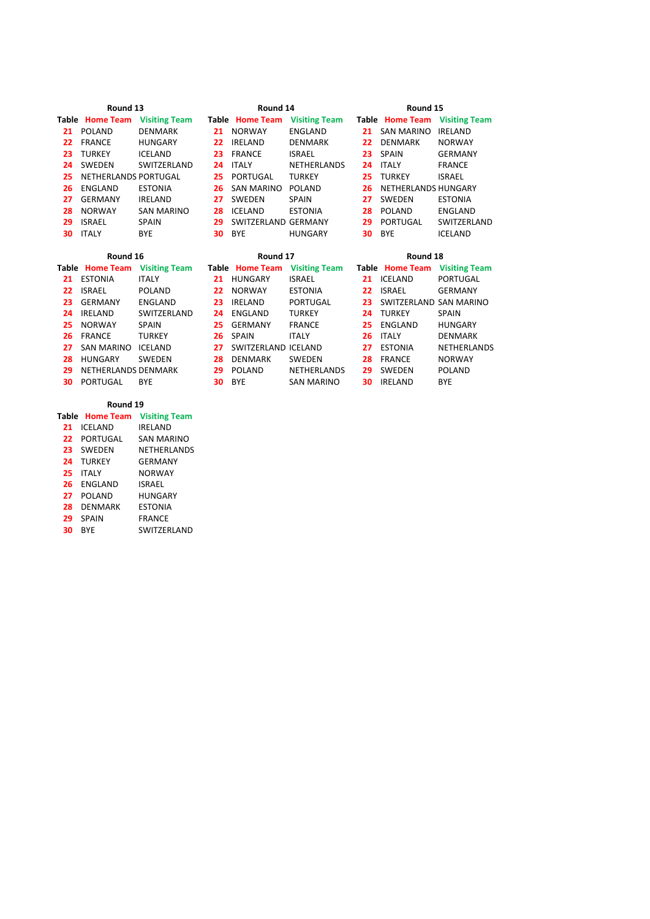### Round 13

| Table | Home Team | Visiting Team |
|---|---|---|
| 21 | POLAND | DENMARK |
| 22 | FRANCE | HUNGARY |
| 23 | TURKEY | ICELAND |
| 24 | SWEDEN | SWITZERLAND |
| 25 | NETHERLANDS | PORTUGAL |
| 26 | ENGLAND | ESTONIA |
| 27 | GERMANY | IRELAND |
| 28 | NORWAY | SAN MARINO |
| 29 | ISRAEL | SPAIN |
| 30 | ITALY | BYE |

### Round 14

| Table | Home Team | Visiting Team |
|---|---|---|
| 21 | NORWAY | ENGLAND |
| 22 | IRELAND | DENMARK |
| 23 | FRANCE | ISRAEL |
| 24 | ITALY | NETHERLANDS |
| 25 | PORTUGAL | TURKEY |
| 26 | SAN MARINO | POLAND |
| 27 | SWEDEN | SPAIN |
| 28 | ICELAND | ESTONIA |
| 29 | SWITZERLAND | GERMANY |
| 30 | BYE | HUNGARY |

### Round 15

| Table | Home Team | Visiting Team |
|---|---|---|
| 21 | SAN MARINO | IRELAND |
| 22 | DENMARK | NORWAY |
| 23 | SPAIN | GERMANY |
| 24 | ITALY | FRANCE |
| 25 | TURKEY | ISRAEL |
| 26 | NETHERLANDS | HUNGARY |
| 27 | SWEDEN | ESTONIA |
| 28 | POLAND | ENGLAND |
| 29 | PORTUGAL | SWITZERLAND |
| 30 | BYE | ICELAND |

### Round 16

| Table | Home Team | Visiting Team |
|---|---|---|
| 21 | ESTONIA | ITALY |
| 22 | ISRAEL | POLAND |
| 23 | GERMANY | ENGLAND |
| 24 | IRELAND | SWITZERLAND |
| 25 | NORWAY | SPAIN |
| 26 | FRANCE | TURKEY |
| 27 | SAN MARINO | ICELAND |
| 28 | HUNGARY | SWEDEN |
| 29 | NETHERLANDS | DENMARK |
| 30 | PORTUGAL | BYE |

### Round 17

| Table | Home Team | Visiting Team |
|---|---|---|
| 21 | HUNGARY | ISRAEL |
| 22 | NORWAY | ESTONIA |
| 23 | IRELAND | PORTUGAL |
| 24 | ENGLAND | TURKEY |
| 25 | GERMANY | FRANCE |
| 26 | SPAIN | ITALY |
| 27 | SWITZERLAND | ICELAND |
| 28 | DENMARK | SWEDEN |
| 29 | POLAND | NETHERLANDS |
| 30 | BYE | SAN MARINO |

### Round 18

| Table | Home Team | Visiting Team |
|---|---|---|
| 21 | ICELAND | PORTUGAL |
| 22 | ISRAEL | GERMANY |
| 23 | SWITZERLAND | SAN MARINO |
| 24 | TURKEY | SPAIN |
| 25 | ENGLAND | HUNGARY |
| 26 | ITALY | DENMARK |
| 27 | ESTONIA | NETHERLANDS |
| 28 | FRANCE | NORWAY |
| 29 | SWEDEN | POLAND |
| 30 | IRELAND | BYE |

### Round 19

| Table | Home Team | Visiting Team |
|---|---|---|
| 21 | ICELAND | IRELAND |
| 22 | PORTUGAL | SAN MARINO |
| 23 | SWEDEN | NETHERLANDS |
| 24 | TURKEY | GERMANY |
| 25 | ITALY | NORWAY |
| 26 | ENGLAND | ISRAEL |
| 27 | POLAND | HUNGARY |
| 28 | DENMARK | ESTONIA |
| 29 | SPAIN | FRANCE |
| 30 | BYE | SWITZERLAND |